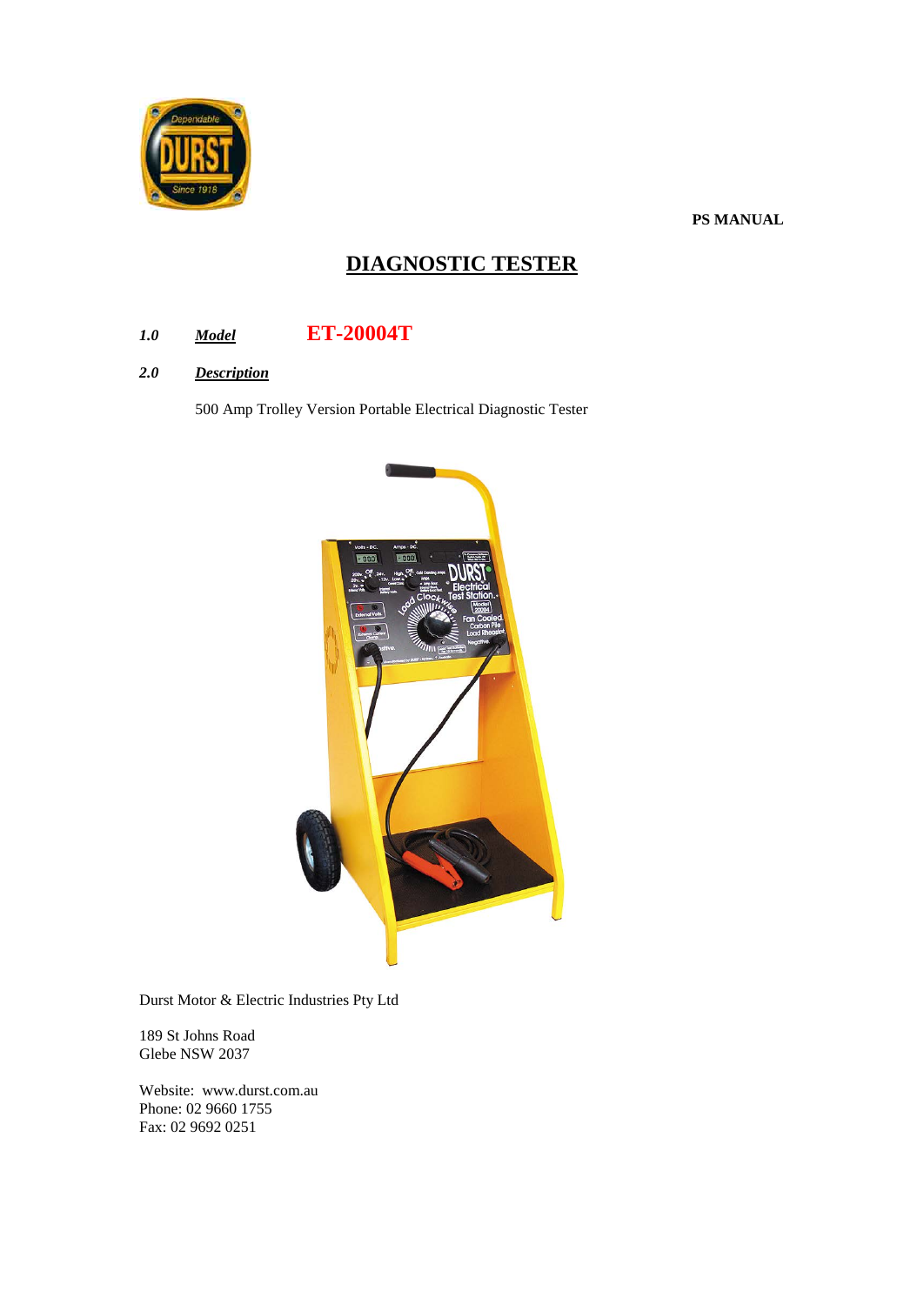PS MANUAL

# DIAGNOSTIC TESTER

***1.0 Model*** **ET-20004T**

***2.0 Description***

500 Amp Trolley Version Portable Electrical Diagnostic Tester

Durst Motor & Electric Industries Pty Ltd

189 St Johns Road
Glebe NSW 2037

Website: www.durst.com.au
Phone: 02 9660 1755
Fax: 02 9692 0251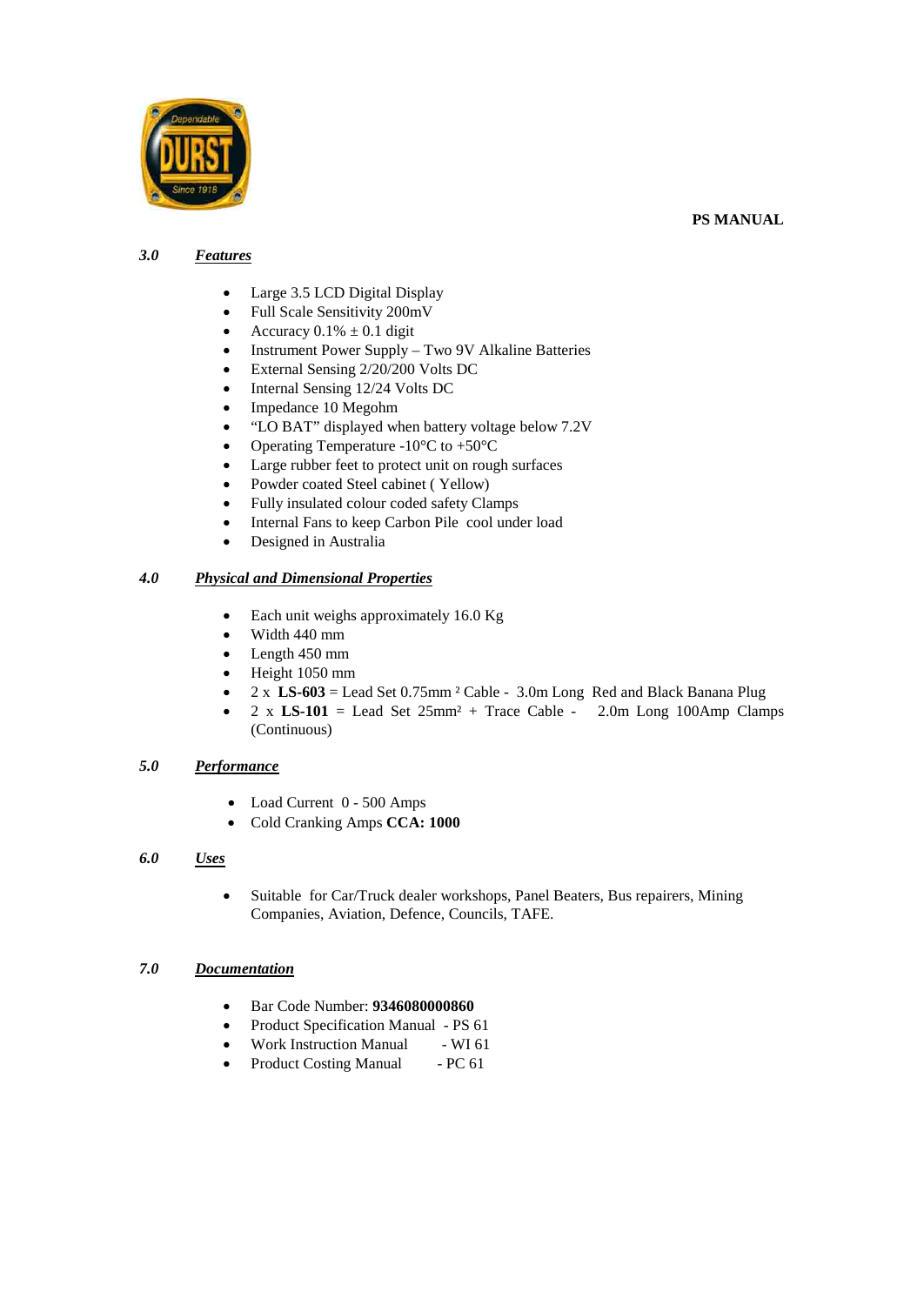**PS MANUAL**

### *3.0 Features*

- Large 3.5 LCD Digital Display
- Full Scale Sensitivity 200mV
- Accuracy 0.1% ± 0.1 digit
- Instrument Power Supply – Two 9V Alkaline Batteries
- External Sensing 2/20/200 Volts DC
- Internal Sensing 12/24 Volts DC
- Impedance 10 Megohm
- "LO BAT" displayed when battery voltage below 7.2V
- Operating Temperature -10°C to +50°C
- Large rubber feet to protect unit on rough surfaces
- Powder coated Steel cabinet ( Yellow)
- Fully insulated colour coded safety Clamps
- Internal Fans to keep Carbon Pile cool under load
- Designed in Australia

### *4.0 Physical and Dimensional Properties*

- Each unit weighs approximately 16.0 Kg
- Width 440 mm
- Length 450 mm
- Height 1050 mm
- 2 x **LS-603** = Lead Set 0.75mm ² Cable - 3.0m Long Red and Black Banana Plug
- 2 x **LS-101** = Lead Set 25mm² + Trace Cable - 2.0m Long 100Amp Clamps (Continuous)

### *5.0 Performance*

- Load Current 0 - 500 Amps
- Cold Cranking Amps **CCA: 1000**

### *6.0 Uses*

- Suitable for Car/Truck dealer workshops, Panel Beaters, Bus repairers, Mining Companies, Aviation, Defence, Councils, TAFE.

### *7.0 Documentation*

- Bar Code Number: **9346080000860**
- Product Specification Manual - PS 61
- Work Instruction Manual - WI 61
- Product Costing Manual - PC 61